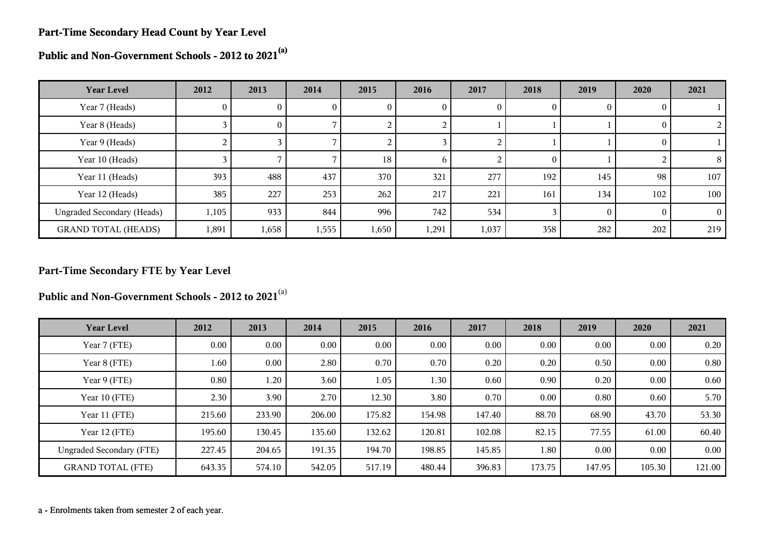## Part-Time Secondary Head Count by Year Level

## Public and Non-Government Schools - 2012 to 2021[(a)]

| Year Level | 2012 | 2013 | 2014 | 2015 | 2016 | 2017 | 2018 | 2019 | 2020 | 2021 |
|---|---|---|---|---|---|---|---|---|---|---|
| Year 7 (Heads) | 0 | 0 | 0 | 0 | 0 | 0 | 0 | 0 | 0 | 1 |
| Year 8 (Heads) | 3 | 0 | 7 | 2 | 2 | 1 | 1 | 1 | 0 | 2 |
| Year 9 (Heads) | 2 | 3 | 7 | 2 | 3 | 2 | 1 | 1 | 0 | 1 |
| Year 10 (Heads) | 3 | 7 | 7 | 18 | 6 | 2 | 0 | 1 | 2 | 8 |
| Year 11 (Heads) | 393 | 488 | 437 | 370 | 321 | 277 | 192 | 145 | 98 | 107 |
| Year 12 (Heads) | 385 | 227 | 253 | 262 | 217 | 221 | 161 | 134 | 102 | 100 |
| Ungraded Secondary (Heads) | 1,105 | 933 | 844 | 996 | 742 | 534 | 3 | 0 | 0 | 0 |
| GRAND TOTAL (HEADS) | 1,891 | 1,658 | 1,555 | 1,650 | 1,291 | 1,037 | 358 | 282 | 202 | 219 |

## Part-Time Secondary FTE by Year Level

## Public and Non-Government Schools - 2012 to 2021[(a)]

| Year Level | 2012 | 2013 | 2014 | 2015 | 2016 | 2017 | 2018 | 2019 | 2020 | 2021 |
|---|---|---|---|---|---|---|---|---|---|---|
| Year 7 (FTE) | 0.00 | 0.00 | 0.00 | 0.00 | 0.00 | 0.00 | 0.00 | 0.00 | 0.00 | 0.20 |
| Year 8 (FTE) | 1.60 | 0.00 | 2.80 | 0.70 | 0.70 | 0.20 | 0.20 | 0.50 | 0.00 | 0.80 |
| Year 9 (FTE) | 0.80 | 1.20 | 3.60 | 1.05 | 1.30 | 0.60 | 0.90 | 0.20 | 0.00 | 0.60 |
| Year 10 (FTE) | 2.30 | 3.90 | 2.70 | 12.30 | 3.80 | 0.70 | 0.00 | 0.80 | 0.60 | 5.70 |
| Year 11 (FTE) | 215.60 | 233.90 | 206.00 | 175.82 | 154.98 | 147.40 | 88.70 | 68.90 | 43.70 | 53.30 |
| Year 12 (FTE) | 195.60 | 130.45 | 135.60 | 132.62 | 120.81 | 102.08 | 82.15 | 77.55 | 61.00 | 60.40 |
| Ungraded Secondary (FTE) | 227.45 | 204.65 | 191.35 | 194.70 | 198.85 | 145.85 | 1.80 | 0.00 | 0.00 | 0.00 |
| GRAND TOTAL (FTE) | 643.35 | 574.10 | 542.05 | 517.19 | 480.44 | 396.83 | 173.75 | 147.95 | 105.30 | 121.00 |

a - Enrolments taken from semester 2 of each year.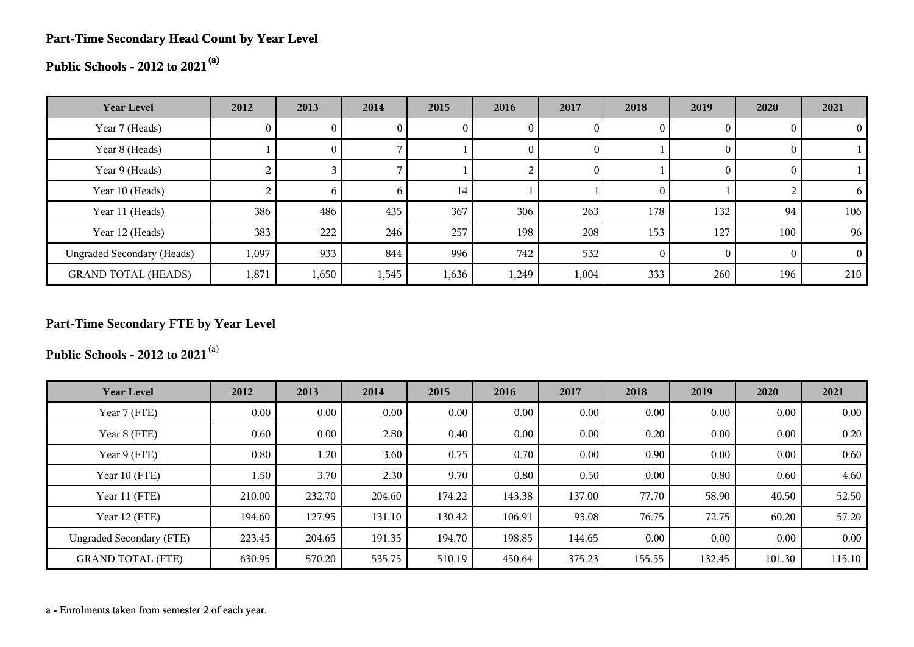## Part-Time Secondary Head Count by Year Level

## Public Schools - 2012 to 2021 [(a)]

| Year Level | 2012 | 2013 | 2014 | 2015 | 2016 | 2017 | 2018 | 2019 | 2020 | 2021 |
|---|---|---|---|---|---|---|---|---|---|---|
| Year 7 (Heads) | 0 | 0 | 0 | 0 | 0 | 0 | 0 | 0 | 0 | 0 |
| Year 8 (Heads) | 1 | 0 | 7 | 1 | 0 | 0 | 1 | 0 | 0 | 1 |
| Year 9 (Heads) | 2 | 3 | 7 | 1 | 2 | 0 | 1 | 0 | 0 | 1 |
| Year 10 (Heads) | 2 | 6 | 6 | 14 | 1 | 1 | 0 | 1 | 2 | 6 |
| Year 11 (Heads) | 386 | 486 | 435 | 367 | 306 | 263 | 178 | 132 | 94 | 106 |
| Year 12 (Heads) | 383 | 222 | 246 | 257 | 198 | 208 | 153 | 127 | 100 | 96 |
| Ungraded Secondary (Heads) | 1,097 | 933 | 844 | 996 | 742 | 532 | 0 | 0 | 0 | 0 |
| GRAND TOTAL (HEADS) | 1,871 | 1,650 | 1,545 | 1,636 | 1,249 | 1,004 | 333 | 260 | 196 | 210 |

## Part-Time Secondary FTE by Year Level

## Public Schools - 2012 to 2021 [(a)]

| Year Level | 2012 | 2013 | 2014 | 2015 | 2016 | 2017 | 2018 | 2019 | 2020 | 2021 |
|---|---|---|---|---|---|---|---|---|---|---|
| Year 7 (FTE) | 0.00 | 0.00 | 0.00 | 0.00 | 0.00 | 0.00 | 0.00 | 0.00 | 0.00 | 0.00 |
| Year 8 (FTE) | 0.60 | 0.00 | 2.80 | 0.40 | 0.00 | 0.00 | 0.20 | 0.00 | 0.00 | 0.20 |
| Year 9 (FTE) | 0.80 | 1.20 | 3.60 | 0.75 | 0.70 | 0.00 | 0.90 | 0.00 | 0.00 | 0.60 |
| Year 10 (FTE) | 1.50 | 3.70 | 2.30 | 9.70 | 0.80 | 0.50 | 0.00 | 0.80 | 0.60 | 4.60 |
| Year 11 (FTE) | 210.00 | 232.70 | 204.60 | 174.22 | 143.38 | 137.00 | 77.70 | 58.90 | 40.50 | 52.50 |
| Year 12 (FTE) | 194.60 | 127.95 | 131.10 | 130.42 | 106.91 | 93.08 | 76.75 | 72.75 | 60.20 | 57.20 |
| Ungraded Secondary (FTE) | 223.45 | 204.65 | 191.35 | 194.70 | 198.85 | 144.65 | 0.00 | 0.00 | 0.00 | 0.00 |
| GRAND TOTAL (FTE) | 630.95 | 570.20 | 535.75 | 510.19 | 450.64 | 375.23 | 155.55 | 132.45 | 101.30 | 115.10 |

a - Enrolments taken from semester 2 of each year.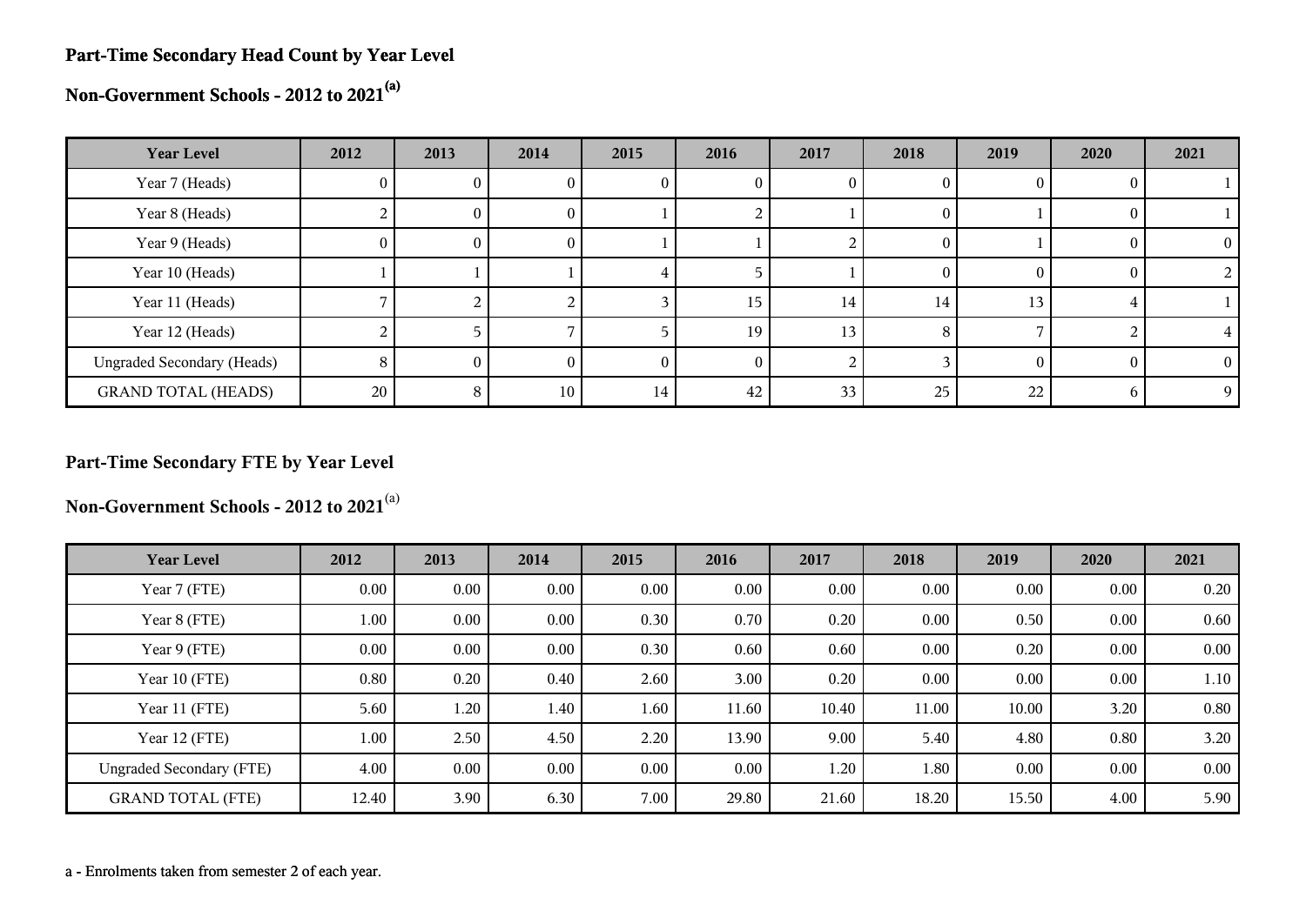## Part-Time Secondary Head Count by Year Level

## Non-Government Schools - 2012 to 2021[(a)]

| Year Level | 2012 | 2013 | 2014 | 2015 | 2016 | 2017 | 2018 | 2019 | 2020 | 2021 |
|---|---|---|---|---|---|---|---|---|---|---|
| Year 7 (Heads) | 0 | 0 | 0 | 0 | 0 | 0 | 0 | 0 | 0 | 1 |
| Year 8 (Heads) | 2 | 0 | 0 | 1 | 2 | 1 | 0 | 1 | 0 | 1 |
| Year 9 (Heads) | 0 | 0 | 0 | 1 | 1 | 2 | 0 | 1 | 0 | 0 |
| Year 10 (Heads) | 1 | 1 | 1 | 4 | 5 | 1 | 0 | 0 | 0 | 2 |
| Year 11 (Heads) | 7 | 2 | 2 | 3 | 15 | 14 | 14 | 13 | 4 | 1 |
| Year 12 (Heads) | 2 | 5 | 7 | 5 | 19 | 13 | 8 | 7 | 2 | 4 |
| Ungraded Secondary (Heads) | 8 | 0 | 0 | 0 | 0 | 2 | 3 | 0 | 0 | 0 |
| GRAND TOTAL (HEADS) | 20 | 8 | 10 | 14 | 42 | 33 | 25 | 22 | 6 | 9 |

## Part-Time Secondary FTE by Year Level

## Non-Government Schools - 2012 to 2021[(a)]

| Year Level | 2012 | 2013 | 2014 | 2015 | 2016 | 2017 | 2018 | 2019 | 2020 | 2021 |
|---|---|---|---|---|---|---|---|---|---|---|
| Year 7 (FTE) | 0.00 | 0.00 | 0.00 | 0.00 | 0.00 | 0.00 | 0.00 | 0.00 | 0.00 | 0.20 |
| Year 8 (FTE) | 1.00 | 0.00 | 0.00 | 0.30 | 0.70 | 0.20 | 0.00 | 0.50 | 0.00 | 0.60 |
| Year 9 (FTE) | 0.00 | 0.00 | 0.00 | 0.30 | 0.60 | 0.60 | 0.00 | 0.20 | 0.00 | 0.00 |
| Year 10 (FTE) | 0.80 | 0.20 | 0.40 | 2.60 | 3.00 | 0.20 | 0.00 | 0.00 | 0.00 | 1.10 |
| Year 11 (FTE) | 5.60 | 1.20 | 1.40 | 1.60 | 11.60 | 10.40 | 11.00 | 10.00 | 3.20 | 0.80 |
| Year 12 (FTE) | 1.00 | 2.50 | 4.50 | 2.20 | 13.90 | 9.00 | 5.40 | 4.80 | 0.80 | 3.20 |
| Ungraded Secondary (FTE) | 4.00 | 0.00 | 0.00 | 0.00 | 0.00 | 1.20 | 1.80 | 0.00 | 0.00 | 0.00 |
| GRAND TOTAL (FTE) | 12.40 | 3.90 | 6.30 | 7.00 | 29.80 | 21.60 | 18.20 | 15.50 | 4.00 | 5.90 |

a - Enrolments taken from semester 2 of each year.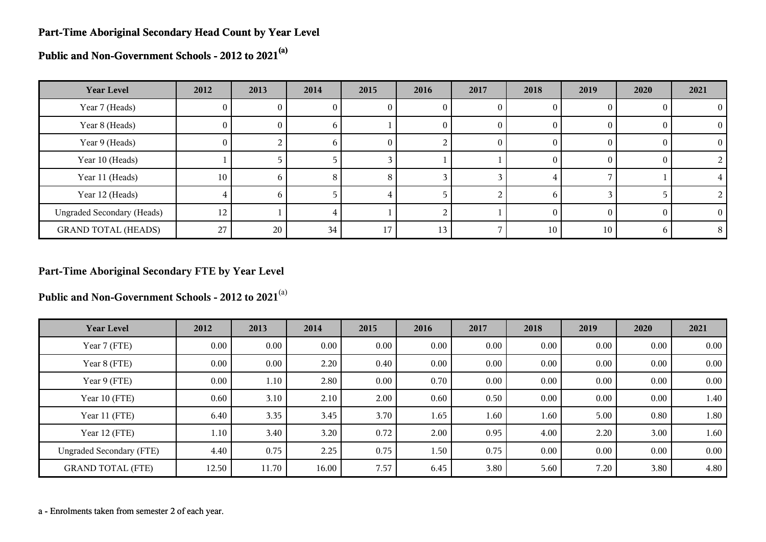## Part-Time Aboriginal Secondary Head Count by Year Level

## Public and Non-Government Schools - 2012 to 2021[(a)]

| Year Level | 2012 | 2013 | 2014 | 2015 | 2016 | 2017 | 2018 | 2019 | 2020 | 2021 |
|---|---|---|---|---|---|---|---|---|---|---|
| Year 7 (Heads) | 0 | 0 | 0 | 0 | 0 | 0 | 0 | 0 | 0 | 0 |
| Year 8 (Heads) | 0 | 0 | 6 | 1 | 0 | 0 | 0 | 0 | 0 | 0 |
| Year 9 (Heads) | 0 | 2 | 6 | 0 | 2 | 0 | 0 | 0 | 0 | 0 |
| Year 10 (Heads) | 1 | 5 | 5 | 3 | 1 | 1 | 0 | 0 | 0 | 2 |
| Year 11 (Heads) | 10 | 6 | 8 | 8 | 3 | 3 | 4 | 7 | 1 | 4 |
| Year 12 (Heads) | 4 | 6 | 5 | 4 | 5 | 2 | 6 | 3 | 5 | 2 |
| Ungraded Secondary (Heads) | 12 | 1 | 4 | 1 | 2 | 1 | 0 | 0 | 0 | 0 |
| GRAND TOTAL (HEADS) | 27 | 20 | 34 | 17 | 13 | 7 | 10 | 10 | 6 | 8 |

## Part-Time Aboriginal Secondary FTE by Year Level

## Public and Non-Government Schools - 2012 to 2021[(a)]

| Year Level | 2012 | 2013 | 2014 | 2015 | 2016 | 2017 | 2018 | 2019 | 2020 | 2021 |
|---|---|---|---|---|---|---|---|---|---|---|
| Year 7 (FTE) | 0.00 | 0.00 | 0.00 | 0.00 | 0.00 | 0.00 | 0.00 | 0.00 | 0.00 | 0.00 |
| Year 8 (FTE) | 0.00 | 0.00 | 2.20 | 0.40 | 0.00 | 0.00 | 0.00 | 0.00 | 0.00 | 0.00 |
| Year 9 (FTE) | 0.00 | 1.10 | 2.80 | 0.00 | 0.70 | 0.00 | 0.00 | 0.00 | 0.00 | 0.00 |
| Year 10 (FTE) | 0.60 | 3.10 | 2.10 | 2.00 | 0.60 | 0.50 | 0.00 | 0.00 | 0.00 | 1.40 |
| Year 11 (FTE) | 6.40 | 3.35 | 3.45 | 3.70 | 1.65 | 1.60 | 1.60 | 5.00 | 0.80 | 1.80 |
| Year 12 (FTE) | 1.10 | 3.40 | 3.20 | 0.72 | 2.00 | 0.95 | 4.00 | 2.20 | 3.00 | 1.60 |
| Ungraded Secondary (FTE) | 4.40 | 0.75 | 2.25 | 0.75 | 1.50 | 0.75 | 0.00 | 0.00 | 0.00 | 0.00 |
| GRAND TOTAL (FTE) | 12.50 | 11.70 | 16.00 | 7.57 | 6.45 | 3.80 | 5.60 | 7.20 | 3.80 | 4.80 |

a - Enrolments taken from semester 2 of each year.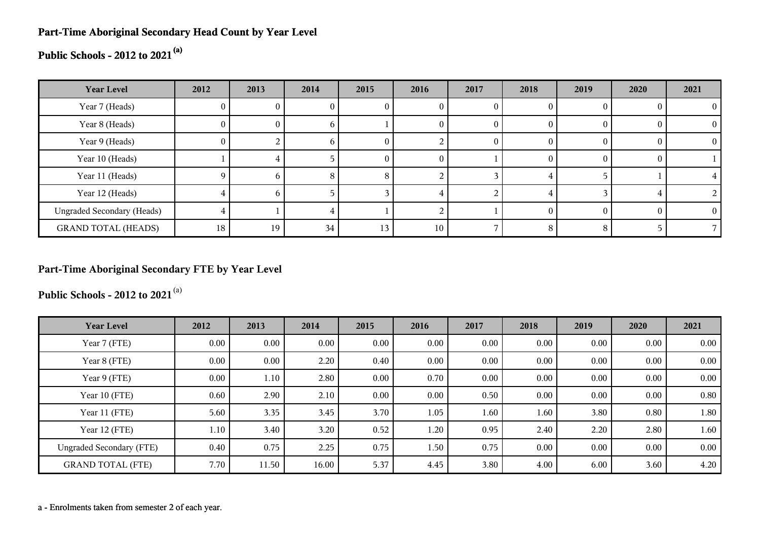**Part-Time Aboriginal Secondary Head Count by Year Level**

**Public Schools - 2012 to 2021**[(a)]

| Year Level | 2012 | 2013 | 2014 | 2015 | 2016 | 2017 | 2018 | 2019 | 2020 | 2021 |
|---|---|---|---|---|---|---|---|---|---|---|
| Year 7 (Heads) | 0 | 0 | 0 | 0 | 0 | 0 | 0 | 0 | 0 | 0 |
| Year 8 (Heads) | 0 | 0 | 6 | 1 | 0 | 0 | 0 | 0 | 0 | 0 |
| Year 9 (Heads) | 0 | 2 | 6 | 0 | 2 | 0 | 0 | 0 | 0 | 0 |
| Year 10 (Heads) | 1 | 4 | 5 | 0 | 0 | 1 | 0 | 0 | 0 | 1 |
| Year 11 (Heads) | 9 | 6 | 8 | 8 | 2 | 3 | 4 | 5 | 1 | 4 |
| Year 12 (Heads) | 4 | 6 | 5 | 3 | 4 | 2 | 4 | 3 | 4 | 2 |
| Ungraded Secondary (Heads) | 4 | 1 | 4 | 1 | 2 | 1 | 0 | 0 | 0 | 0 |
| GRAND TOTAL (HEADS) | 18 | 19 | 34 | 13 | 10 | 7 | 8 | 8 | 5 | 7 |

**Part-Time Aboriginal Secondary FTE by Year Level**

**Public Schools - 2012 to 2021**[(a)]

| Year Level | 2012 | 2013 | 2014 | 2015 | 2016 | 2017 | 2018 | 2019 | 2020 | 2021 |
|---|---|---|---|---|---|---|---|---|---|---|
| Year 7 (FTE) | 0.00 | 0.00 | 0.00 | 0.00 | 0.00 | 0.00 | 0.00 | 0.00 | 0.00 | 0.00 |
| Year 8 (FTE) | 0.00 | 0.00 | 2.20 | 0.40 | 0.00 | 0.00 | 0.00 | 0.00 | 0.00 | 0.00 |
| Year 9 (FTE) | 0.00 | 1.10 | 2.80 | 0.00 | 0.70 | 0.00 | 0.00 | 0.00 | 0.00 | 0.00 |
| Year 10 (FTE) | 0.60 | 2.90 | 2.10 | 0.00 | 0.00 | 0.50 | 0.00 | 0.00 | 0.00 | 0.80 |
| Year 11 (FTE) | 5.60 | 3.35 | 3.45 | 3.70 | 1.05 | 1.60 | 1.60 | 3.80 | 0.80 | 1.80 |
| Year 12 (FTE) | 1.10 | 3.40 | 3.20 | 0.52 | 1.20 | 0.95 | 2.40 | 2.20 | 2.80 | 1.60 |
| Ungraded Secondary (FTE) | 0.40 | 0.75 | 2.25 | 0.75 | 1.50 | 0.75 | 0.00 | 0.00 | 0.00 | 0.00 |
| GRAND TOTAL (FTE) | 7.70 | 11.50 | 16.00 | 5.37 | 4.45 | 3.80 | 4.00 | 6.00 | 3.60 | 4.20 |

a - Enrolments taken from semester 2 of each year.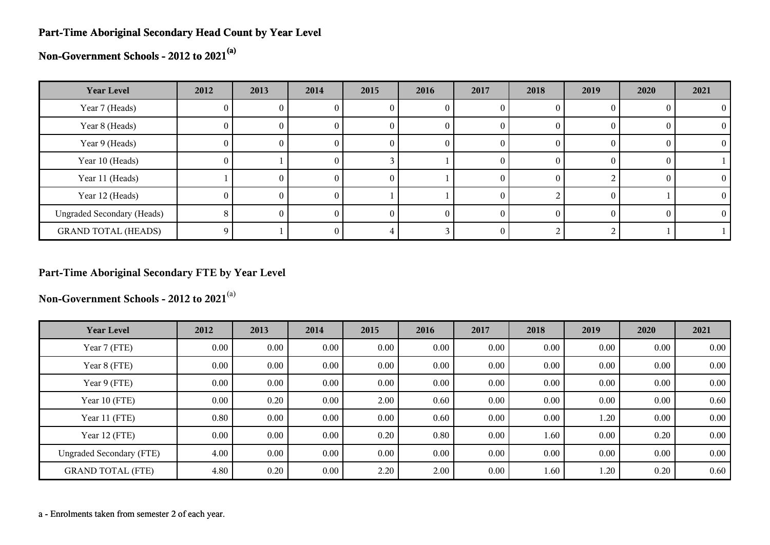**Part-Time Aboriginal Secondary Head Count by Year Level**

**Non-Government Schools - 2012 to 2021[(a)]**

| Year Level | 2012 | 2013 | 2014 | 2015 | 2016 | 2017 | 2018 | 2019 | 2020 | 2021 |
|---|---|---|---|---|---|---|---|---|---|---|
| Year 7 (Heads) | 0 | 0 | 0 | 0 | 0 | 0 | 0 | 0 | 0 | 0 |
| Year 8 (Heads) | 0 | 0 | 0 | 0 | 0 | 0 | 0 | 0 | 0 | 0 |
| Year 9 (Heads) | 0 | 0 | 0 | 0 | 0 | 0 | 0 | 0 | 0 | 0 |
| Year 10 (Heads) | 0 | 1 | 0 | 3 | 1 | 0 | 0 | 0 | 0 | 1 |
| Year 11 (Heads) | 1 | 0 | 0 | 0 | 1 | 0 | 0 | 2 | 0 | 0 |
| Year 12 (Heads) | 0 | 0 | 0 | 1 | 1 | 0 | 2 | 0 | 1 | 0 |
| Ungraded Secondary (Heads) | 8 | 0 | 0 | 0 | 0 | 0 | 0 | 0 | 0 | 0 |
| GRAND TOTAL (HEADS) | 9 | 1 | 0 | 4 | 3 | 0 | 2 | 2 | 1 | 1 |

**Part-Time Aboriginal Secondary FTE by Year Level**

**Non-Government Schools - 2012 to 2021[(a)]**

| Year Level | 2012 | 2013 | 2014 | 2015 | 2016 | 2017 | 2018 | 2019 | 2020 | 2021 |
|---|---|---|---|---|---|---|---|---|---|---|
| Year 7 (FTE) | 0.00 | 0.00 | 0.00 | 0.00 | 0.00 | 0.00 | 0.00 | 0.00 | 0.00 | 0.00 |
| Year 8 (FTE) | 0.00 | 0.00 | 0.00 | 0.00 | 0.00 | 0.00 | 0.00 | 0.00 | 0.00 | 0.00 |
| Year 9 (FTE) | 0.00 | 0.00 | 0.00 | 0.00 | 0.00 | 0.00 | 0.00 | 0.00 | 0.00 | 0.00 |
| Year 10 (FTE) | 0.00 | 0.20 | 0.00 | 2.00 | 0.60 | 0.00 | 0.00 | 0.00 | 0.00 | 0.60 |
| Year 11 (FTE) | 0.80 | 0.00 | 0.00 | 0.00 | 0.60 | 0.00 | 0.00 | 1.20 | 0.00 | 0.00 |
| Year 12 (FTE) | 0.00 | 0.00 | 0.00 | 0.20 | 0.80 | 0.00 | 1.60 | 0.00 | 0.20 | 0.00 |
| Ungraded Secondary (FTE) | 4.00 | 0.00 | 0.00 | 0.00 | 0.00 | 0.00 | 0.00 | 0.00 | 0.00 | 0.00 |
| GRAND TOTAL (FTE) | 4.80 | 0.20 | 0.00 | 2.20 | 2.00 | 0.00 | 1.60 | 1.20 | 0.20 | 0.60 |

a - Enrolments taken from semester 2 of each year.